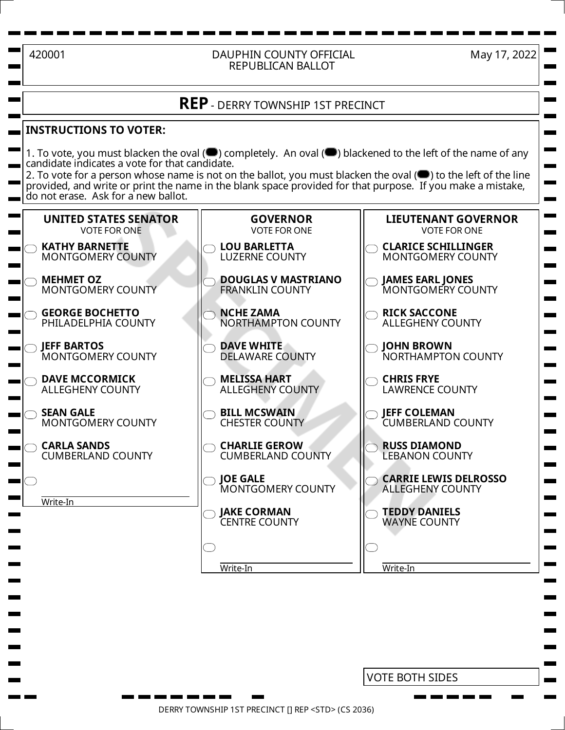420001

DAUPHIN COUNTY OFFICIAL
REPUBLICAN BALLOT

May 17, 2022

# REP - DERRY TOWNSHIP 1ST PRECINCT

**INSTRUCTIONS TO VOTER:**

1. To vote, you must blacken the oval (⬬) completely. An oval (⬬) blackened to the left of the name of any candidate indicates a vote for that candidate.
2. To vote for a person whose name is not on the ballot, you must blacken the oval (⬬) to the left of the line provided, and write or print the name in the blank space provided for that purpose. If you make a mistake, do not erase. Ask for a new ballot.

## UNITED STATES SENATOR
VOTE FOR ONE

- **KATHY BARNETTE** MONTGOMERY COUNTY
- **MEHMET OZ** MONTGOMERY COUNTY
- **GEORGE BOCHETTO** PHILADELPHIA COUNTY
- **JEFF BARTOS** MONTGOMERY COUNTY
- **DAVE MCCORMICK** ALLEGHENY COUNTY
- **SEAN GALE** MONTGOMERY COUNTY
- **CARLA SANDS** CUMBERLAND COUNTY
- Write-In

## GOVERNOR
VOTE FOR ONE

- **LOU BARLETTA** LUZERNE COUNTY
- **DOUGLAS V MASTRIANO** FRANKLIN COUNTY
- **NCHE ZAMA** NORTHAMPTON COUNTY
- **DAVE WHITE** DELAWARE COUNTY
- **MELISSA HART** ALLEGHENY COUNTY
- **BILL MCSWAIN** CHESTER COUNTY
- **CHARLIE GEROW** CUMBERLAND COUNTY
- **JOE GALE** MONTGOMERY COUNTY
- **JAKE CORMAN** CENTRE COUNTY
- Write-In

## LIEUTENANT GOVERNOR
VOTE FOR ONE

- **CLARICE SCHILLINGER** MONTGOMERY COUNTY
- **JAMES EARL JONES** MONTGOMERY COUNTY
- **RICK SACCONE** ALLEGHENY COUNTY
- **JOHN BROWN** NORTHAMPTON COUNTY
- **CHRIS FRYE** LAWRENCE COUNTY
- **JEFF COLEMAN** CUMBERLAND COUNTY
- **RUSS DIAMOND** LEBANON COUNTY
- **CARRIE LEWIS DELROSSO** ALLEGHENY COUNTY
- **TEDDY DANIELS** WAYNE COUNTY
- Write-In

VOTE BOTH SIDES

DERRY TOWNSHIP 1ST PRECINCT [] REP <STD> (CS 2036)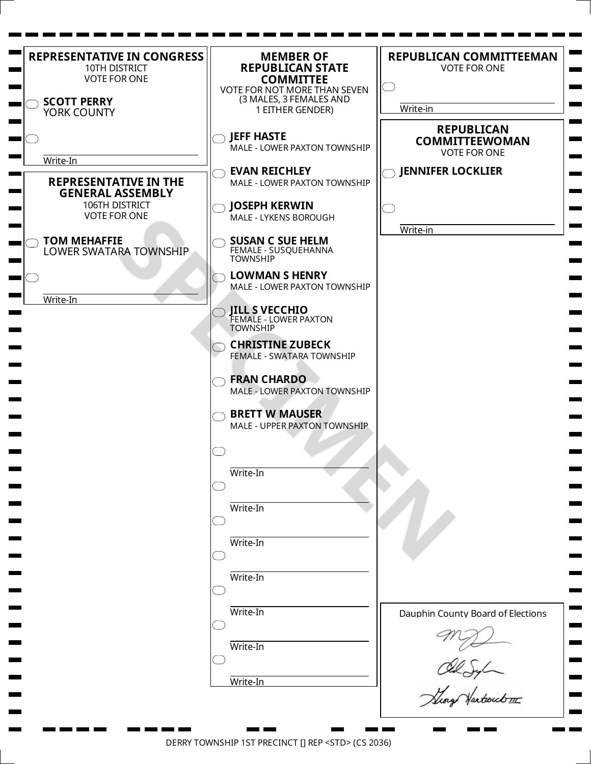## REPRESENTATIVE IN CONGRESS
10TH DISTRICT
VOTE FOR ONE

- **SCOTT PERRY**
  YORK COUNTY
- ______________ Write-In

## REPRESENTATIVE IN THE GENERAL ASSEMBLY
106TH DISTRICT
VOTE FOR ONE

- **TOM MEHAFFIE**
  LOWER SWATARA TOWNSHIP
- ______________ Write-In

## MEMBER OF REPUBLICAN STATE COMMITTEE
VOTE FOR NOT MORE THAN SEVEN
(3 MALES, 3 FEMALES AND 1 EITHER GENDER)

- **JEFF HASTE**
  MALE - LOWER PAXTON TOWNSHIP
- **EVAN REICHLEY**
  MALE - LOWER PAXTON TOWNSHIP
- **JOSEPH KERWIN**
  MALE - LYKENS BOROUGH
- **SUSAN C SUE HELM**
  FEMALE - SUSQUEHANNA TOWNSHIP
- **LOWMAN S HENRY**
  MALE - LOWER PAXTON TOWNSHIP
- **JILL S VECCHIO**
  FEMALE - LOWER PAXTON TOWNSHIP
- **CHRISTINE ZUBECK**
  FEMALE - SWATARA TOWNSHIP
- **FRAN CHARDO**
  MALE - LOWER PAXTON TOWNSHIP
- **BRETT W MAUSER**
  MALE - UPPER PAXTON TOWNSHIP
- ______________ Write-In
- ______________ Write-In
- ______________ Write-In
- ______________ Write-In
- ______________ Write-In
- ______________ Write-In
- ______________ Write-In

## REPUBLICAN COMMITTEEMAN
VOTE FOR ONE

- ______________ Write-in

## REPUBLICAN COMMITTEEWOMAN
VOTE FOR ONE

- **JENNIFER LOCKLIER**
- ______________ Write-in

Dauphin County Board of Elections

DERRY TOWNSHIP 1ST PRECINCT [] REP <STD> (CS 2036)